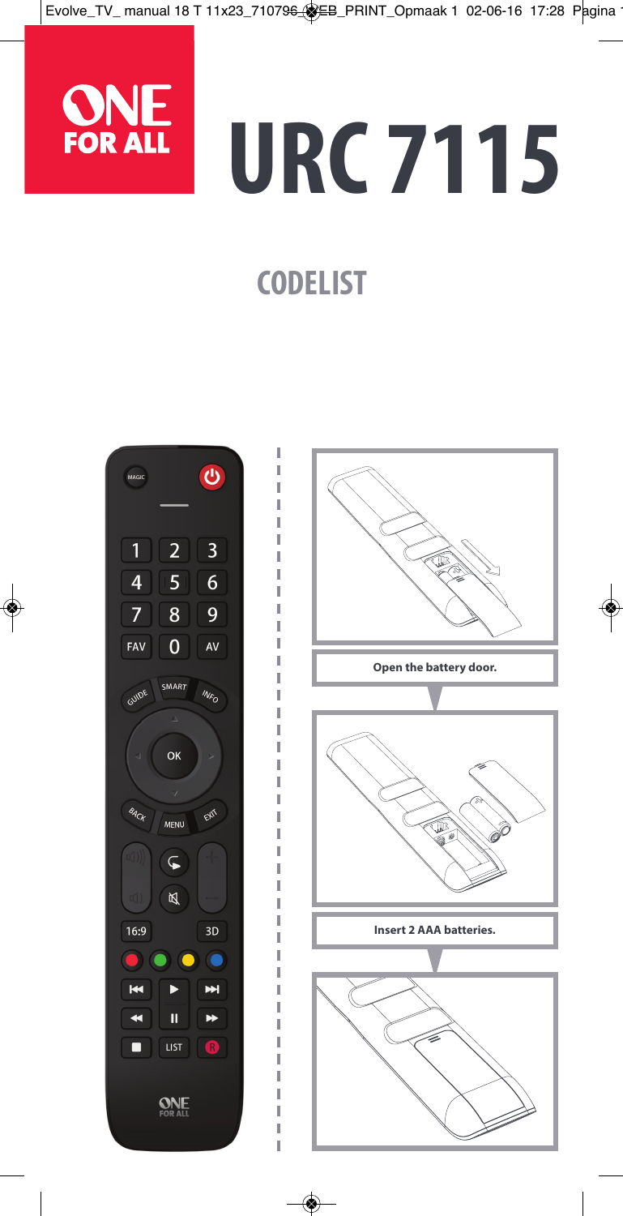# URC 7115

## CODELIST

Open the battery door.

Insert 2 AAA batteries.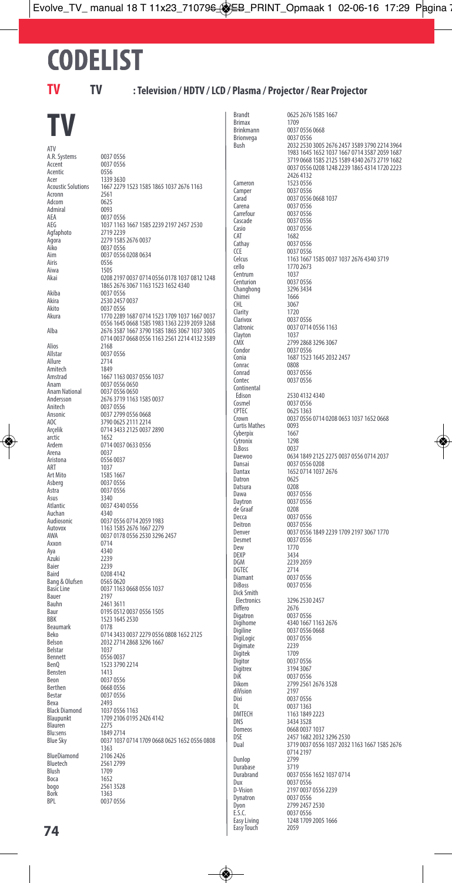# CODELIST

**TV** **TV** **: Television / HDTV / LCD / Plasma / Projector / Rear Projector**

# TV

| Brand | Codes |
|---|---|
| ATV | |
| A.R. Systems | 0037 0556 |
| Accent | 0037 0556 |
| Acentic | 0556 |
| Acer | 1339 3630 |
| Acoustic Solutions | 1667 2279 1523 1585 1865 1037 2676 1163 |
| Acronn | 2561 |
| Adcom | 0625 |
| Admiral | 0093 |
| AEA | 0037 0556 |
| AEG | 1037 1163 1667 1585 2239 2197 2457 2530 |
| Agfaphoto | 2719 2239 |
| Agora | 2279 1585 2676 0037 |
| Aiko | 0037 0556 |
| Aim | 0037 0556 0208 0634 |
| Airis | 0556 |
| Aiwa | 1505 |
| Akai | 0208 2197 0037 0714 0556 0178 1037 0812 1248 1865 2676 3067 1163 1523 1652 4340 |
| Akiba | 0037 0556 |
| Akira | 2530 2457 0037 |
| Akito | 0037 0556 |
| Akura | 1770 2289 1687 0714 1523 1709 1037 1667 0037 0556 1645 0668 1585 1983 1363 2239 2059 3268 |
| Alba | 2676 3587 1667 3790 1585 1865 3067 1037 3005 0714 0037 0668 0556 1163 2561 2214 4132 3589 |
| Alios | 2168 |
| Allstar | 0037 0556 |
| Allure | 2714 |
| Amitech | 1849 |
| Amstrad | 1667 1163 0037 0556 1037 |
| Anam | 0037 0556 0650 |
| Anam National | 0037 0556 0650 |
| Andersson | 2676 3719 1163 1585 0037 |
| Anitech | 0037 0556 |
| Ansonic | 0037 2799 0556 0668 |
| AOC | 3790 0625 2111 2214 |
| Arçelik | 0714 3433 2125 0037 2890 |
| arctic | 1652 |
| Ardem | 0714 0037 0633 0556 |
| Arena | 0037 |
| Aristona | 0556 0037 |
| ART | 1037 |
| Art Mito | 1585 1667 |
| Asberg | 0037 0556 |
| Astra | 0037 0556 |
| Asus | 3340 |
| Atlantic | 0037 4340 0556 |
| Auchan | 4340 |
| Audiosonic | 0037 0556 0714 2059 1983 |
| Autovox | 1163 1585 2676 1667 2279 |
| AWA | 0037 0178 0556 2530 3296 2457 |
| Axxon | 0714 |
| Aya | 4340 |
| Azuki | 2239 |
| Baier | 2239 |
| Baird | 0208 4142 |
| Bang & Olufsen | 0565 0620 |
| Basic Line | 0037 1163 0668 0556 1037 |
| Bauer | 2197 |
| Bauhn | 2461 3611 |
| Baur | 0195 0512 0037 0556 1505 |
| BBK | 1523 1645 2530 |
| Beaumark | 0178 |
| Beko | 0714 3433 0037 2279 0556 0808 1652 2125 |
| Belson | 2032 2714 2868 3296 1667 |
| Belstar | 1037 |
| Bennett | 0556 0037 |
| BenQ | 1523 3790 2214 |
| Bensten | 1413 |
| Beon | 0037 0556 |
| Berthen | 0668 0556 |
| Bestar | 0037 0556 |
| Bexa | 2493 |
| Black Diamond | 1037 0556 1163 |
| Blaupunkt | 1709 2106 0195 2426 4142 |
| Blauren | 2275 |
| Blu:sens | 1849 2714 |
| Blue Sky | 0037 1037 0714 1709 0668 0625 1652 0556 0808 1363 |
| BlueDiamond | 2106 2426 |
| Bluetech | 2561 2799 |
| Blush | 1709 |
| Boca | 1652 |
| bogo | 2561 3528 |
| Bork | 1363 |
| BPL | 0037 0556 |
| Brandt | 0625 2676 1585 1667 |
| Brimax | 1709 |
| Brinkmann | 0037 0556 0668 |
| Brionvega | 0037 0556 |
| Bush | 2032 2530 3005 2676 2457 3589 3790 2214 3964 1983 1645 1652 1037 1667 0714 3587 2059 1687 3719 0668 1585 2125 1589 4340 2673 2719 1682 0037 0556 0208 1248 2239 1865 4314 1720 2223 2426 4132 |
| Cameron | 1523 0556 |
| Camper | 0037 0556 |
| Carad | 0037 0556 0668 1037 |
| Carena | 0037 0556 |
| Carrefour | 0037 0556 |
| Cascade | 0037 0556 |
| Casio | 0037 0556 |
| CAT | 1682 |
| Cathay | 0037 0556 |
| CCE | 0037 0556 |
| Celcus | 1163 1667 1585 0037 1037 2676 4340 3719 |
| cello | 1770 2673 |
| Centrum | 1037 |
| Centurion | 0037 0556 |
| Changhong | 3296 3434 |
| Chimei | 1666 |
| CHL | 3067 |
| Clarity | 1720 |
| Clarivox | 0037 0556 |
| Clatronic | 0037 0714 0556 1163 |
| Clayton | 1037 |
| CMX | 2799 2868 3296 3067 |
| Condor | 0037 0556 |
| Conia | 1687 1523 1645 2032 2457 |
| Conrac | 0808 |
| Conrad | 0037 0556 |
| Contec | 0037 0556 |
| Continental Edison | 2530 4132 4340 |
| Cosmel | 0037 0556 |
| CPTEC | 0625 1363 |
| Crown | 0037 0556 0714 0208 0653 1037 1652 0668 |
| Curtis Mathes | 0093 |
| Cyberpix | 1667 |
| Cytronix | 1298 |
| D.Boss | 0037 |
| Daewoo | 0634 1849 2125 2275 0037 0556 0714 2037 |
| Dansai | 0037 0556 0208 |
| Dantax | 1652 0714 1037 2676 |
| Datron | 0625 |
| Datsura | 0208 |
| Dawa | 0037 0556 |
| Daytron | 0037 0556 |
| de Graaf | 0208 |
| Decca | 0037 0556 |
| Deitron | 0037 0556 |
| Denver | 0037 0556 1849 2239 1709 2197 3067 1770 |
| Desmet | 0037 0556 |
| Dew | 1770 |
| DEXP | 3434 |
| DGM | 2239 2059 |
| DGTEC | 2714 |
| Diamant | 0037 0556 |
| DiBoss | 0037 0556 |
| Dick Smith Electronics | 3296 2530 2457 |
| Differo | 2676 |
| Digatron | 0037 0556 |
| Digihome | 4340 1667 1163 2676 |
| Digiline | 0037 0556 0668 |
| DigiLogic | 0037 0556 |
| Digimate | 2239 |
| Digitek | 1709 |
| Digitor | 0037 0556 |
| Digitrex | 3194 3067 |
| DiK | 0037 0556 |
| Dikom | 2799 2561 2676 3528 |
| diVision | 2197 |
| Dixi | 0037 0556 |
| DL | 0037 1363 |
| DMTECH | 1163 1849 2223 |
| DNS | 3434 3528 |
| Domeos | 0668 0037 1037 |
| DSE | 2457 1682 2032 3296 2530 |
| Dual | 3719 0037 0556 1037 2032 1163 1667 1585 2676 0714 2197 |
| Dunlop | 2799 |
| Durabase | 3719 |
| Durabrand | 0037 0556 1652 1037 0714 |
| Dux | 0037 0556 |
| D-Vision | 2197 0037 0556 2239 |
| Dynatron | 0037 0556 |
| Dyon | 2799 2457 2530 |
| E.S.C. | 0037 0556 |
| Easy Living | 1248 1709 2005 1666 |
| Easy Touch | 2059 |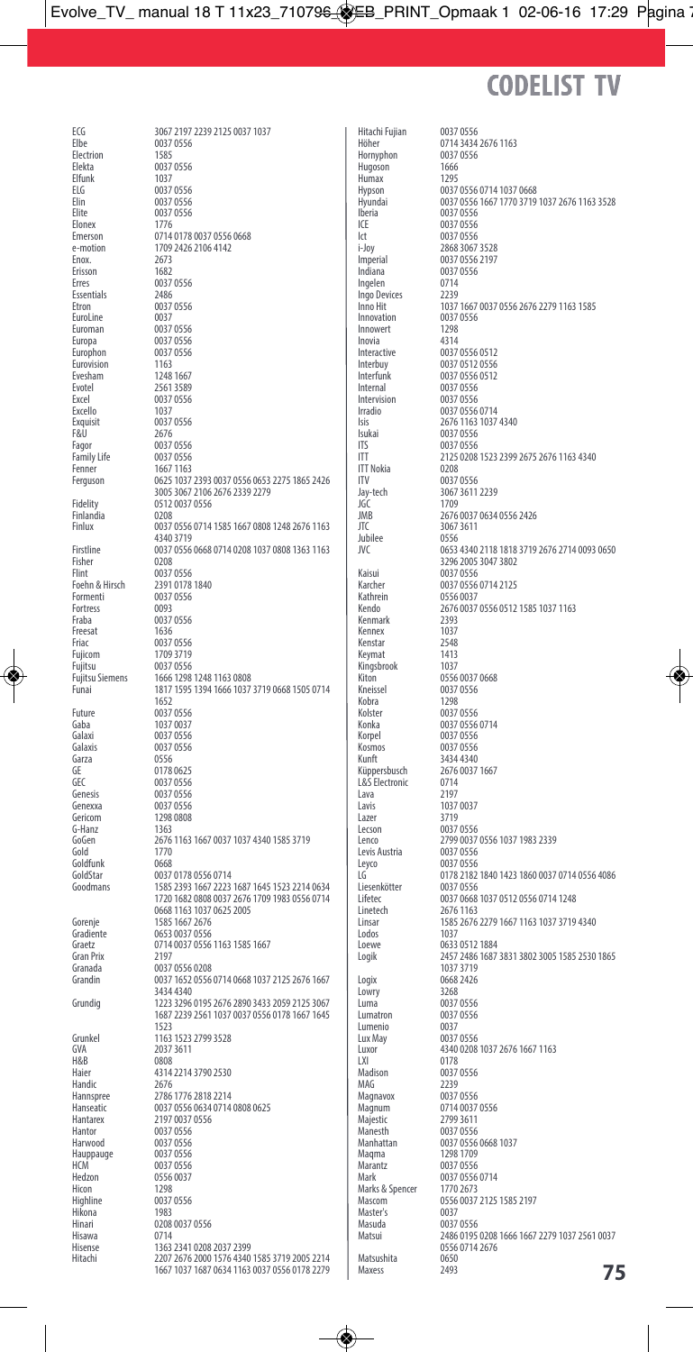# CODELIST TV

| Brand | Codes |
|---|---|
| ECG | 3067 2197 2239 2125 0037 1037 |
| Elbe | 0037 0556 |
| Electrion | 1585 |
| Elekta | 0037 0556 |
| Elfunk | 1037 |
| ELG | 0037 0556 |
| Elin | 0037 0556 |
| Elite | 0037 0556 |
| Elonex | 1776 |
| Emerson | 0714 0178 0037 0556 0668 |
| e-motion | 1709 2426 2106 4142 |
| Enox. | 2673 |
| Erisson | 1682 |
| Erres | 0037 0556 |
| Essentials | 2486 |
| Etron | 0037 0556 |
| EuroLine | 0037 |
| Euroman | 0037 0556 |
| Europa | 0037 0556 |
| Europhon | 0037 0556 |
| Eurovision | 1163 |
| Evesham | 1248 1667 |
| Evotel | 2561 3589 |
| Excel | 0037 0556 |
| Excello | 1037 |
| Exquisit | 0037 0556 |
| F&U | 2676 |
| Fagor | 0037 0556 |
| Family Life | 0037 0556 |
| Fenner | 1667 1163 |
| Ferguson | 0625 1037 2393 0037 0556 0653 2275 1865 2426 3005 3067 2106 2676 2339 2279 |
| Fidelity | 0512 0037 0556 |
| Finlandia | 0208 |
| Finlux | 0037 0556 0714 1585 1667 0808 1248 2676 1163 4340 3719 |
| Firstline | 0037 0556 0668 0714 0208 1037 0808 1363 1163 |
| Fisher | 0208 |
| Flint | 0037 0556 |
| Foehn & Hirsch | 2391 0178 1840 |
| Formenti | 0037 0556 |
| Fortress | 0093 |
| Fraba | 0037 0556 |
| Freesat | 1636 |
| Friac | 0037 0556 |
| Fujicom | 1709 3719 |
| Fujitsu | 0037 0556 |
| Fujitsu Siemens | 1666 1298 1248 1163 0808 |
| Funai | 1817 1595 1394 1666 1037 3719 0668 1505 0714 1652 |
| Future | 0037 0556 |
| Gaba | 1037 0037 |
| Galaxi | 0037 0556 |
| Galaxis | 0037 0556 |
| Garza | 0556 |
| GE | 0178 0625 |
| GEC | 0037 0556 |
| Genesis | 0037 0556 |
| Genexxa | 0037 0556 |
| Gericom | 1298 0808 |
| G-Hanz | 1363 |
| GoGen | 2676 1163 1667 0037 1037 4340 1585 3719 |
| Gold | 1770 |
| Goldfunk | 0668 |
| GoldStar | 0037 0178 0556 0714 |
| Goodmans | 1585 2393 1667 2223 1687 1645 1523 2214 0634 1720 1682 0808 0037 2676 1709 1983 0556 0714 0668 1163 1037 0625 2005 |
| Gorenje | 1585 1667 2676 |
| Gradiente | 0653 0037 0556 |
| Graetz | 0714 0037 0556 1163 1585 1667 |
| Gran Prix | 2197 |
| Granada | 0037 0556 0208 |
| Grandin | 0037 1652 0556 0714 0668 1037 2125 2676 1667 3434 4340 |
| Grundig | 1223 3296 0195 2676 2890 3433 2059 2125 3067 1687 2239 2561 1037 0037 0556 0178 1667 1645 1523 |
| Grunkel | 1163 1523 2799 3528 |
| GVA | 2037 3611 |
| H&B | 0808 |
| Haier | 4314 2214 3790 2530 |
| Handic | 2676 |
| Hannspree | 2786 1776 2818 2214 |
| Hanseatic | 0037 0556 0634 0714 0808 0625 |
| Hantarex | 2197 0037 0556 |
| Hantor | 0037 0556 |
| Harwood | 0037 0556 |
| Hauppauge | 0037 0556 |
| HCM | 0037 0556 |
| Hedzon | 0556 0037 |
| Hicon | 1298 |
| Highline | 0037 0556 |
| Hikona | 1983 |
| Hinari | 0208 0037 0556 |
| Hisawa | 0714 |
| Hisense | 1363 2341 0208 2037 2399 |
| Hitachi | 2207 2676 2000 1576 4340 1585 3719 2005 2214 1667 1037 1687 0634 1163 0037 0556 0178 2279 |
| Hitachi Fujian | 0037 0556 |
| Höher | 0714 3434 2676 1163 |
| Hornyphon | 0037 0556 |
| Hugoson | 1666 |
| Humax | 1295 |
| Hypson | 0037 0556 0714 1037 0668 |
| Hyundai | 0037 0556 1667 1770 3719 1037 2676 1163 3528 |
| Iberia | 0037 0556 |
| ICE | 0037 0556 |
| Ict | 0037 0556 |
| i-Joy | 2868 3067 3528 |
| Imperial | 0037 0556 2197 |
| Indiana | 0037 0556 |
| Ingelen | 0714 |
| Ingo Devices | 2239 |
| Inno Hit | 1037 1667 0037 0556 2676 2279 1163 1585 |
| Innovation | 0037 0556 |
| Innowert | 1298 |
| Inovia | 4314 |
| Interactive | 0037 0556 0512 |
| Interbuy | 0037 0512 0556 |
| Interfunk | 0037 0556 0512 |
| Internal | 0037 0556 |
| Intervision | 0037 0556 |
| Irradio | 0037 0556 0714 |
| Isis | 2676 1163 1037 4340 |
| Isukai | 0037 0556 |
| ITS | 0037 0556 |
| ITT | 2125 0208 1523 2399 2675 2676 1163 4340 |
| ITT Nokia | 0208 |
| ITV | 0037 0556 |
| Jay-tech | 3067 3611 2239 |
| JGC | 1709 |
| JMB | 2676 0037 0634 0556 2426 |
| JTC | 3067 3611 |
| Jubilee | 0556 |
| JVC | 0653 4340 2118 1818 3719 2676 2714 0093 0650 3296 2005 3047 3802 |
| Kaisui | 0037 0556 |
| Karcher | 0037 0556 0714 2125 |
| Kathrein | 0556 0037 |
| Kendo | 2676 0037 0556 0512 1585 1037 1163 |
| Kenmark | 2393 |
| Kennex | 1037 |
| Kenstar | 2548 |
| Keymat | 1413 |
| Kingsbrook | 1037 |
| Kiton | 0556 0037 0668 |
| Kneissel | 0037 0556 |
| Kobra | 1298 |
| Kolster | 0037 0556 |
| Konka | 0037 0556 0714 |
| Korpel | 0037 0556 |
| Kosmos | 0037 0556 |
| Kunft | 3434 4340 |
| Küppersbusch | 2676 0037 1667 |
| L&S Electronic | 0714 |
| Lava | 2197 |
| Lavis | 1037 0037 |
| Lazer | 3719 |
| Lecson | 0037 0556 |
| Lenco | 2799 0037 0556 1037 1983 2339 |
| Levis Austria | 0037 0556 |
| Leyco | 0037 0556 |
| LG | 0178 2182 1840 1423 1860 0037 0714 0556 4086 |
| Liesenkötter | 0037 0556 |
| Lifetec | 0037 0668 1037 0512 0556 0714 1248 |
| Linetech | 2676 1163 |
| Linsar | 1585 2676 2279 1667 1163 1037 3719 4340 |
| Lodos | 1037 |
| Loewe | 0633 0512 1884 |
| Logik | 2457 2486 1687 3831 3802 3005 1585 2530 1865 1037 3719 |
| Logix | 0668 2426 |
| Lowry | 3268 |
| Luma | 0037 0556 |
| Lumatron | 0037 0556 |
| Lumenio | 0037 |
| Lux May | 0037 0556 |
| Luxor | 4340 0208 1037 2676 1667 1163 |
| LXI | 0178 |
| Madison | 0037 0556 |
| MAG | 2239 |
| Magnavox | 0037 0556 |
| Magnum | 0714 0037 0556 |
| Majestic | 2799 3611 |
| Manesth | 0037 0556 |
| Manhattan | 0037 0556 0668 1037 |
| Maqma | 1298 1709 |
| Marantz | 0037 0556 |
| Mark | 0037 0556 0714 |
| Marks & Spencer | 1770 2673 |
| Mascom | 0556 0037 2125 1585 2197 |
| Master's | 0037 |
| Masuda | 0037 0556 |
| Matsui | 2486 0195 0208 1666 1667 2279 1037 2561 0037 0556 0714 2676 |
| Matsushita | 0650 |
| Maxess | 2493 |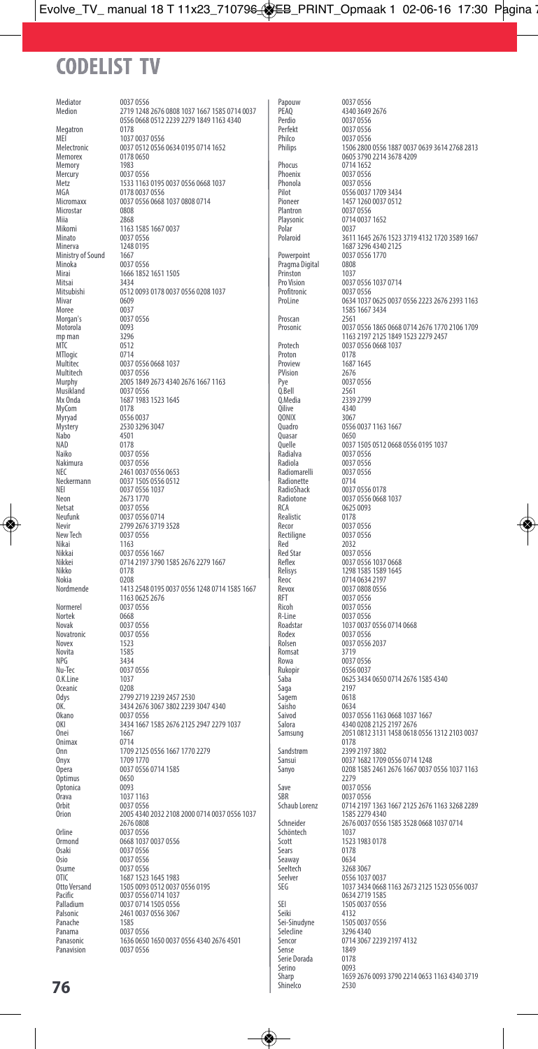# CODELIST TV

| Brand | Codes |
|---|---|
| Mediator | 0037 0556 |
| Medion | 2719 1248 2676 0808 1037 1667 1585 0714 0037 0556 0668 0512 2239 2279 1849 1163 4340 |
| Megatron | 0178 |
| MEI | 1037 0037 0556 |
| Melectronic | 0037 0512 0556 0634 0195 0714 1652 |
| Memorex | 0178 0650 |
| Memory | 1983 |
| Mercury | 0037 0556 |
| Metz | 1533 1163 0195 0037 0556 0668 1037 |
| MGA | 0178 0037 0556 |
| Micromaxx | 0037 0556 0668 1037 0808 0714 |
| Microstar | 0808 |
| Miia | 2868 |
| Mikomi | 1163 1585 1667 0037 |
| Minato | 0037 0556 |
| Minerva | 1248 0195 |
| Ministry of Sound | 1667 |
| Minoka | 0037 0556 |
| Mirai | 1666 1852 1651 1505 |
| Mitsai | 3434 |
| Mitsubishi | 0512 0093 0178 0037 0556 0208 1037 |
| Mivar | 0609 |
| Moree | 0037 |
| Morgan's | 0037 0556 |
| Motorola | 0093 |
| mp man | 3296 |
| MTC | 0512 |
| MTlogic | 0714 |
| Multitec | 0037 0556 0668 1037 |
| Multitech | 0037 0556 |
| Murphy | 2005 1849 2673 4340 2676 1667 1163 |
| Musikland | 0037 0556 |
| Mx Onda | 1687 1983 1523 1645 |
| MyCom | 0178 |
| Myryad | 0556 0037 |
| Mystery | 2530 3296 3047 |
| Nabo | 4501 |
| NAD | 0178 |
| Naiko | 0037 0556 |
| Nakimura | 0037 0556 |
| NEC | 2461 0037 0556 0653 |
| Neckermann | 0037 1505 0556 0512 |
| NEI | 0037 0556 1037 |
| Neon | 2673 1770 |
| Netsat | 0037 0556 |
| Neufunk | 0037 0556 0714 |
| Nevir | 2799 2676 3719 3528 |
| New Tech | 0037 0556 |
| Nikai | 1163 |
| Nikkai | 0037 0556 1667 |
| Nikkei | 0714 2197 3790 1585 2676 2279 1667 |
| Nikko | 0178 |
| Nokia | 0208 |
| Nordmende | 1413 2548 0195 0037 0556 1248 0714 1585 1667 1163 0625 2676 |
| Normerel | 0037 0556 |
| Nortek | 0668 |
| Novak | 0037 0556 |
| Novatronic | 0037 0556 |
| Novex | 1523 |
| Novita | 1585 |
| NPG | 3434 |
| Nu-Tec | 0037 0556 |
| O.K.Line | 1037 |
| Oceanic | 0208 |
| Odys | 2799 2719 2239 2457 2530 |
| OK. | 3434 2676 3067 3802 2239 3047 4340 |
| Okano | 0037 0556 |
| OKI | 3434 1667 1585 2676 2125 2947 2279 1037 |
| Onei | 1667 |
| Onimax | 0714 |
| Onn | 1709 2125 0556 1667 1770 2279 |
| Onyx | 1709 1770 |
| Opera | 0037 0556 0714 1585 |
| Optimus | 0650 |
| Optonica | 0093 |
| Orava | 1037 1163 |
| Orbit | 0037 0556 |
| Orion | 2005 4340 2032 2108 2000 0714 0037 0556 1037 2676 0808 |
| Orline | 0037 0556 |
| Ormond | 0668 1037 0037 0556 |
| Osaki | 0037 0556 |
| Osio | 0037 0556 |
| Osume | 0037 0556 |
| OTIC | 1687 1523 1645 1983 |
| Otto Versand | 1505 0093 0512 0037 0556 0195 |
| Pacific | 0037 0556 0714 1037 |
| Palladium | 0037 0714 1505 0556 |
| Palsonic | 2461 0037 0556 3067 |
| Panache | 1585 |
| Panama | 0037 0556 |
| Panasonic | 1636 0650 1650 0037 0556 4340 2676 4501 |
| Panavision | 0037 0556 |
| Papouw | 0037 0556 |
| PEAQ | 4340 3649 2676 |
| Perdio | 0037 0556 |
| Perfekt | 0037 0556 |
| Philco | 0037 0556 |
| Philips | 1506 2800 0556 1887 0037 0639 3614 2768 2813 0605 3790 2214 3678 4209 |
| Phocus | 0714 1652 |
| Phoenix | 0037 0556 |
| Phonola | 0037 0556 |
| Pilot | 0556 0037 1709 3434 |
| Pioneer | 1457 1260 0037 0512 |
| Plantron | 0037 0556 |
| Playsonic | 0714 0037 1652 |
| Polar | 0037 |
| Polaroid | 3611 1645 2676 1523 3719 4132 1720 3589 1667 1687 3296 4340 2125 |
| Powerpoint | 0037 0556 1770 |
| Pragma Digital | 0808 |
| Prinston | 1037 |
| Pro Vision | 0037 0556 1037 0714 |
| Profitronic | 0037 0556 |
| ProLine | 0634 1037 0625 0037 0556 2223 2676 2393 1163 1585 1667 3434 |
| Proscan | 2561 |
| Prosonic | 0037 0556 1865 0668 0714 2676 1770 2106 1709 1163 2197 2125 1849 1523 2279 2457 |
| Protech | 0037 0556 0668 1037 |
| Proton | 0178 |
| Proview | 1687 1645 |
| PVision | 2676 |
| Pye | 0037 0556 |
| Q.Bell | 2561 |
| Q.Media | 2339 2799 |
| Qilive | 4340 |
| QONIX | 3067 |
| Quadro | 0556 0037 1163 1667 |
| Quasar | 0650 |
| Quelle | 0037 1505 0512 0668 0556 0195 1037 |
| Radialva | 0037 0556 |
| Radiola | 0037 0556 |
| Radiomarelli | 0037 0556 |
| Radionette | 0714 |
| RadioShack | 0037 0556 0178 |
| Radiotone | 0037 0556 0668 1037 |
| RCA | 0625 0093 |
| Realistic | 0178 |
| Recor | 0037 0556 |
| Rectiligne | 0037 0556 |
| Red | 2032 |
| Red Star | 0037 0556 |
| Reflex | 0037 0556 1037 0668 |
| Relisys | 1298 1585 1589 1645 |
| Reoc | 0714 0634 2197 |
| Revox | 0037 0808 0556 |
| RFT | 0037 0556 |
| Ricoh | 0037 0556 |
| R-Line | 0037 0556 |
| Roadstar | 1037 0037 0556 0714 0668 |
| Rodex | 0037 0556 |
| Rolsen | 0037 0556 2037 |
| Romsat | 3719 |
| Rowa | 0037 0556 |
| Rukopir | 0556 0037 |
| Saba | 0625 3434 0650 0714 2676 1585 4340 |
| Saga | 2197 |
| Sagem | 0618 |
| Saisho | 0634 |
| Saivod | 0037 0556 1163 0668 1037 1667 |
| Salora | 4340 0208 2125 2197 2676 |
| Samsung | 2051 0812 3131 1458 0618 0556 1312 2103 0037 0178 |
| Sandstrøm | 2399 2197 3802 |
| Sansui | 0037 1682 1709 0556 0714 1248 |
| Sanyo | 0208 1585 2461 2676 1667 0037 0556 1037 1163 2279 |
| Save | 0037 0556 |
| SBR | 0037 0556 |
| Schaub Lorenz | 0714 2197 1363 1667 2125 2676 1163 3268 2289 1585 2279 4340 |
| Schneider | 2676 0037 0556 1585 3528 0668 1037 0714 |
| Schöntech | 1037 |
| Scott | 1523 1983 0178 |
| Sears | 0178 |
| Seaway | 0634 |
| Seeltech | 3268 3067 |
| Seelver | 0556 1037 0037 |
| SEG | 1037 3434 0668 1163 2673 2125 1523 0556 0037 0634 2719 1585 |
| SEI | 1505 0037 0556 |
| Seiki | 4132 |
| Sei-Sinudyne | 1505 0037 0556 |
| Selecline | 3296 4340 |
| Sencor | 0714 3067 2239 2197 4132 |
| Sense | 1849 |
| Serie Dorada | 0178 |
| Serino | 0093 |
| Sharp | 1659 2676 0093 3790 2214 0653 1163 4340 3719 |
| Shinelco | 2530 |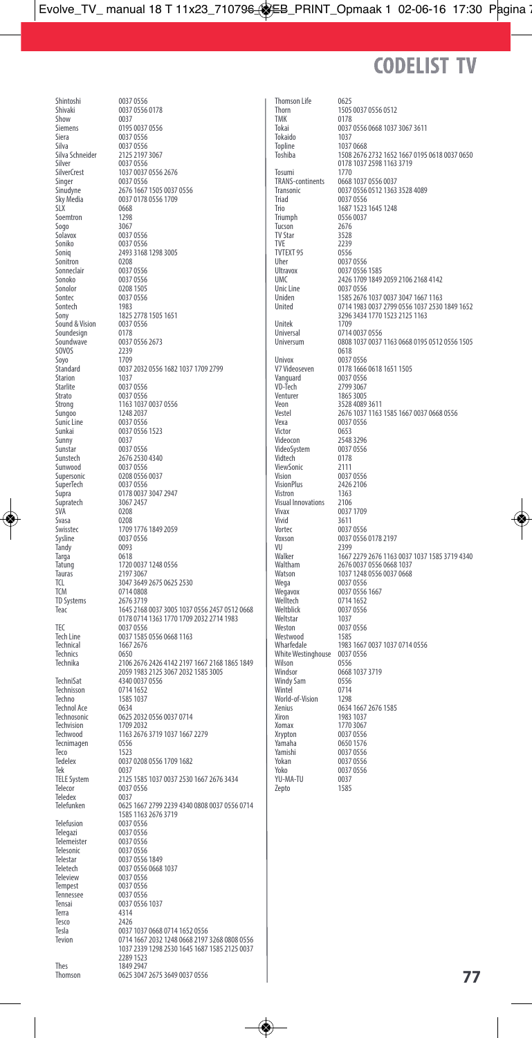# CODELIST TV

| Brand | Code |
|---|---|
| Shintoshi | 0037 0556 |
| Shivaki | 0037 0556 0178 |
| Show | 0037 |
| Siemens | 0195 0037 0556 |
| Siera | 0037 0556 |
| Silva | 0037 0556 |
| Silva Schneider | 2125 2197 3067 |
| Silver | 0037 0556 |
| SilverCrest | 1037 0037 0556 2676 |
| Singer | 0037 0556 |
| Sinudyne | 2676 1667 1505 0037 0556 |
| Sky Media | 0037 0178 0556 1709 |
| SLX | 0668 |
| Soemtron | 1298 |
| Sogo | 3067 |
| Solavox | 0037 0556 |
| Soniko | 0037 0556 |
| Soniq | 2493 3168 1298 3005 |
| Sonitron | 0208 |
| Sonneclair | 0037 0556 |
| Sonoko | 0037 0556 |
| Sonolor | 0208 1505 |
| Sontec | 0037 0556 |
| Sontech | 1983 |
| Sony | 1825 2778 1505 1651 |
| Sound & Vision | 0037 0556 |
| Soundesign | 0178 |
| Soundwave | 0037 0556 2673 |
| SOVOS | 2239 |
| Soyo | 1709 |
| Standard | 0037 2032 0556 1682 1037 1709 2799 |
| Starion | 1037 |
| Starlite | 0037 0556 |
| Strato | 0037 0556 |
| Strong | 1163 1037 0037 0556 |
| Sungoo | 1248 2037 |
| Sunic Line | 0037 0556 |
| Sunkai | 0037 0556 1523 |
| Sunny | 0037 |
| Sunstar | 0037 0556 |
| Sunstech | 2676 2530 4340 |
| Sunwood | 0037 0556 |
| Supersonic | 0208 0556 0037 |
| SuperTech | 0037 0556 |
| Supra | 0178 0037 3047 2947 |
| Supratech | 3067 2457 |
| SVA | 0208 |
| Svasa | 0208 |
| Swisstec | 1709 1776 1849 2059 |
| Sysline | 0037 0556 |
| Tandy | 0093 |
| Targa | 0618 |
| Tatung | 1720 0037 1248 0556 |
| Tauras | 2197 3067 |
| TCL | 3047 3649 2675 0625 2530 |
| TCM | 0714 0808 |
| TD Systems | 2676 3719 |
| Teac | 1645 2168 0037 3005 1037 0556 2457 0512 0668 0178 0714 1363 1770 1709 2032 2714 1983 |
| TEC | 0037 0556 |
| Tech Line | 0037 1585 0556 0668 1163 |
| Technical | 1667 2676 |
| Technics | 0650 |
| Technika | 2106 2676 2426 4142 2197 1667 2168 1865 1849 2059 1983 2125 3067 2032 1585 3005 |
| TechniSat | 4340 0037 0556 |
| Technisson | 0714 1652 |
| Techno | 1585 1037 |
| Technol Ace | 0634 |
| Technosonic | 0625 2032 0556 0037 0714 |
| Techvision | 1709 2032 |
| Techwood | 1163 2676 3719 1037 1667 2279 |
| Tecnimagen | 0556 |
| Teco | 1523 |
| Tedelex | 0037 0208 0556 1709 1682 |
| Tek | 0037 |
| TELE System | 2125 1585 1037 0037 2530 1667 2676 3434 |
| Telecor | 0037 0556 |
| Teledex | 0037 |
| Telefunken | 0625 1667 2799 2239 4340 0808 0037 0556 0714 1585 1163 2676 3719 |
| Telefusion | 0037 0556 |
| Telegazi | 0037 0556 |
| Telemeister | 0037 0556 |
| Telesonic | 0037 0556 |
| Telestar | 0037 0556 1849 |
| Teletech | 0037 0556 0668 1037 |
| Teleview | 0037 0556 |
| Tempest | 0037 0556 |
| Tennessee | 0037 0556 |
| Tensai | 0037 0556 1037 |
| Terra | 4314 |
| Tesco | 2426 |
| Tesla | 0037 1037 0668 0714 1652 0556 |
| Tevion | 0714 1667 2032 1248 0668 2197 3268 0808 0556 1037 2339 1298 2530 1645 1687 1585 2125 0037 2289 1523 |
| Thes | 1849 2947 |
| Thomson | 0625 3047 2675 3649 0037 0556 |
| Thomson Life | 0625 |
| Thorn | 1505 0037 0556 0512 |
| TMK | 0178 |
| Tokai | 0037 0556 0668 1037 3067 3611 |
| Tokaido | 1037 |
| Topline | 1037 0668 |
| Toshiba | 1508 2676 2732 1652 1667 0195 0618 0037 0650 0178 1037 2598 1163 3719 |
| Tosumi | 1770 |
| TRANS-continents | 0668 1037 0556 0037 |
| Transonic | 0037 0556 0512 1363 3528 4089 |
| Triad | 0037 0556 |
| Trio | 1687 1523 1645 1248 |
| Triumph | 0556 0037 |
| Tucson | 2676 |
| TV Star | 3528 |
| TVE | 2239 |
| TVTEXT 95 | 0556 |
| Uher | 0037 0556 |
| Ultravox | 0037 0556 1585 |
| UMC | 2426 1709 1849 2059 2106 2168 4142 |
| Unic Line | 0037 0556 |
| Uniden | 1585 2676 1037 0037 3047 1667 1163 |
| United | 0714 1983 0037 2799 0556 1037 2530 1849 1652 3296 3434 1770 1523 2125 1163 |
| Unitek | 1709 |
| Universal | 0714 0037 0556 |
| Universum | 0808 1037 0037 1163 0668 0195 0512 0556 1505 0618 |
| Univox | 0037 0556 |
| V7 Videoseven | 0178 1666 0618 1651 1505 |
| Vanguard | 0037 0556 |
| VD-Tech | 2799 3067 |
| Venturer | 1865 3005 |
| Veon | 3528 4089 3611 |
| Vestel | 2676 1037 1163 1585 1667 0037 0668 0556 |
| Vexa | 0037 0556 |
| Victor | 0653 |
| Videocon | 2548 3296 |
| VideoSystem | 0037 0556 |
| Vidtech | 0178 |
| ViewSonic | 2111 |
| Vision | 0037 0556 |
| VisionPlus | 2426 2106 |
| Vistron | 1363 |
| Visual Innovations | 2106 |
| Vivax | 0037 1709 |
| Vivid | 3611 |
| Vortec | 0037 0556 |
| Voxson | 0037 0556 0178 2197 |
| VU | 2399 |
| Walker | 1667 2279 2676 1163 0037 1037 1585 3719 4340 |
| Waltham | 2676 0037 0556 0668 1037 |
| Watson | 1037 1248 0556 0037 0668 |
| Wega | 0037 0556 |
| Wegavox | 0037 0556 1667 |
| Welltech | 0714 1652 |
| Weltblick | 0037 0556 |
| Weltstar | 1037 |
| Weston | 0037 0556 |
| Westwood | 1585 |
| Wharfedale | 1983 1667 0037 1037 0714 0556 |
| White Westinghouse | 0037 0556 |
| Wilson | 0556 |
| Windsor | 0668 1037 3719 |
| Windy Sam | 0556 |
| Wintel | 0714 |
| World-of-Vision | 1298 |
| Xenius | 0634 1667 2676 1585 |
| Xiron | 1983 1037 |
| Xomax | 1770 3067 |
| Xrypton | 0037 0556 |
| Yamaha | 0650 1576 |
| Yamishi | 0037 0556 |
| Yokan | 0037 0556 |
| Yoko | 0037 0556 |
| YU-MA-TU | 0037 |
| Zepto | 1585 |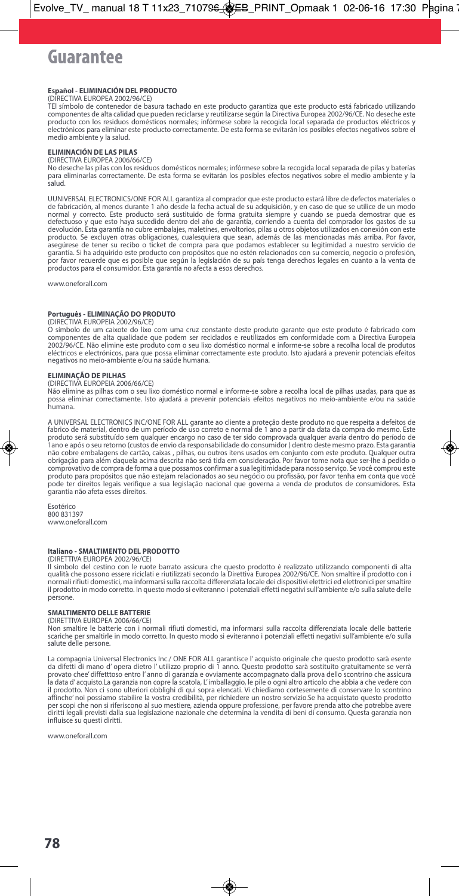# Guarantee

**Español - ELIMINACIÓN DEL PRODUCTO**
(DIRECTIVA EUROPEA 2002/96/CE)
TEl símbolo de contenedor de basura tachado en este producto garantiza que este producto está fabricado utilizando componentes de alta calidad que pueden reciclarse y reutilizarse según la Directiva Europea 2002/96/CE. No deseche este producto con los residuos domésticos normales; infórmese sobre la recogida local separada de productos eléctricos y electrónicos para eliminar este producto correctamente. De esta forma se evitarán los posibles efectos negativos sobre el medio ambiente y la salud.

**ELIMINACIÓN DE LAS PILAS**
(DIRECTIVA EUROPEA 2006/66/CE)
No deseche las pilas con los residuos domésticos normales; infórmese sobre la recogida local separada de pilas y baterías para eliminarlas correctamente. De esta forma se evitarán los posibles efectos negativos sobre el medio ambiente y la salud.

UUNIVERSAL ELECTRONICS/ONE FOR ALL garantiza al comprador que este producto estará libre de defectos materiales o de fabricación, al menos durante 1 año desde la fecha actual de su adquisición, y en caso de que se utilice de un modo normal y correcto. Este producto será sustituido de forma gratuita siempre y cuando se pueda demostrar que es defectuoso y que esto haya sucedido dentro del año de garantía, corriendo a cuenta del comprador los gastos de su devolución. Esta garantía no cubre embalajes, maletines, envoltorios, pilas u otros objetos utilizados en conexión con este producto. Se excluyen otras obligaciones, cualesquiera que sean, además de las mencionadas más arriba. Por favor, asegúrese de tener su recibo o ticket de compra para que podamos establecer su legitimidad a nuestro servicio de garantía. Si ha adquirido este producto con propósitos que no estén relacionados con su comercio, negocio o profesión, por favor recuerde que es posible que según la legislación de su país tenga derechos legales en cuanto a la venta de productos para el consumidor. Esta garantía no afecta a esos derechos.

www.oneforall.com

**Português - ELIMINAÇÃO DO PRODUTO**
(DIRECTIVA EUROPEIA 2002/96/CE)
O símbolo de um caixote do lixo com uma cruz constante deste produto garante que este produto é fabricado com componentes de alta qualidade que podem ser reciclados e reutilizados em conformidade com a Directiva Europeia 2002/96/CE. Não elimine este produto com o seu lixo doméstico normal e informe-se sobre a recolha local de produtos eléctricos e electrónicos, para que possa eliminar correctamente este produto. Isto ajudará a prevenir potenciais efeitos negativos no meio-ambiente e/ou na saúde humana.

**ELIMINAÇÃO DE PILHAS**
(DIRECTIVA EUROPEIA 2006/66/CE)
Não elimine as pilhas com o seu lixo doméstico normal e informe-se sobre a recolha local de pilhas usadas, para que as possa eliminar correctamente. Isto ajudará a prevenir potenciais efeitos negativos no meio-ambiente e/ou na saúde humana.

A UNIVERSAL ELECTRONICS INC/ONE FOR ALL garante ao cliente a proteção deste produto no que respeita a defeitos de fabrico de material, dentro de um período de uso correto e normal de 1 ano a partir da data da compra do mesmo. Este produto será substituído sem qualquer encargo no caso de ter sido comprovada qualquer avaria dentro do período de 1ano e após o seu retorno (custos de envio da responsabilidade do consumidor ) dentro deste mesmo prazo. Esta garantia não cobre embalagens de cartão, caixas , pilhas, ou outros itens usados em conjunto com este produto. Qualquer outra obrigação para além daquela acima descrita não será tida em consideração. Por favor tome nota que ser-lhe á pedido o comprovativo de compra de forma a que possamos confirmar a sua legitimidade para nosso serviço. Se você comprou este produto para propósitos que não estejam relacionados ao seu negócio ou profissão, por favor tenha em conta que você pode ter direitos legais verifique a sua legislação nacional que governa a venda de produtos de consumidores. Esta garantia não afeta esses direitos.

Esotérico
800 831397
www.oneforall.com

**Italiano - SMALTIMENTO DEL PRODOTTO**
(DIRETTIVA EUROPEA 2002/96/CE)
Il simbolo del cestino con le ruote barrato assicura che questo prodotto è realizzato utilizzando componenti di alta qualità che possono essere riciclati e riutilizzati secondo la Direttiva Europea 2002/96/CE. Non smaltire il prodotto con i normali rifiuti domestici, ma informarsi sulla raccolta differenziata locale dei dispositivi elettrici ed elettronici per smaltire il prodotto in modo corretto. In questo modo si eviteranno i potenziali effetti negativi sull'ambiente e/o sulla salute delle persone.

**SMALTIMENTO DELLE BATTERIE**
(DIRETTIVA EUROPEA 2006/66/CE)
Non smaltire le batterie con i normali rifiuti domestici, ma informarsi sulla raccolta differenziata locale delle batterie scariche per smaltirle in modo corretto. In questo modo si eviteranno i potenziali effetti negativi sull'ambiente e/o sulla salute delle persone.

La compagnia Universal Electronics Inc./ ONE FOR ALL garantisce l' acquisto originale che questo prodotto sarà esente da difetti di mano d' opera dietro l' utilizzo proprio di 1 anno. Questo prodotto sarà sostituito gratuitamente se verrà provato chee' diffetttoso entro l' anno di garanzia e ovviamente accompagnato dalla prova dello scontrino che assicura la data d' acquisto.La garanzia non copre la scatola, L'imballaggio, le pile o ogni altro articolo che abbia a che vedere con il prodotto. Non ci sono ulteriori obblighi di qui sopra elencati. Vi chiediamo cortesemente di conservare lo scontrino affinche' noi possiamo stabilire la vostra credibilità, per richiedere un nostro servizio.Se ha acquistato questo prodotto per scopi che non si riferiscono al suo mestiere, azienda oppure professione, per favore prenda atto che potrebbe avere diritti legali previsti dalla sua legislazione nazionale che determina la vendita di beni di consumo. Questa garanzia non influisce su questi diritti.

www.oneforall.com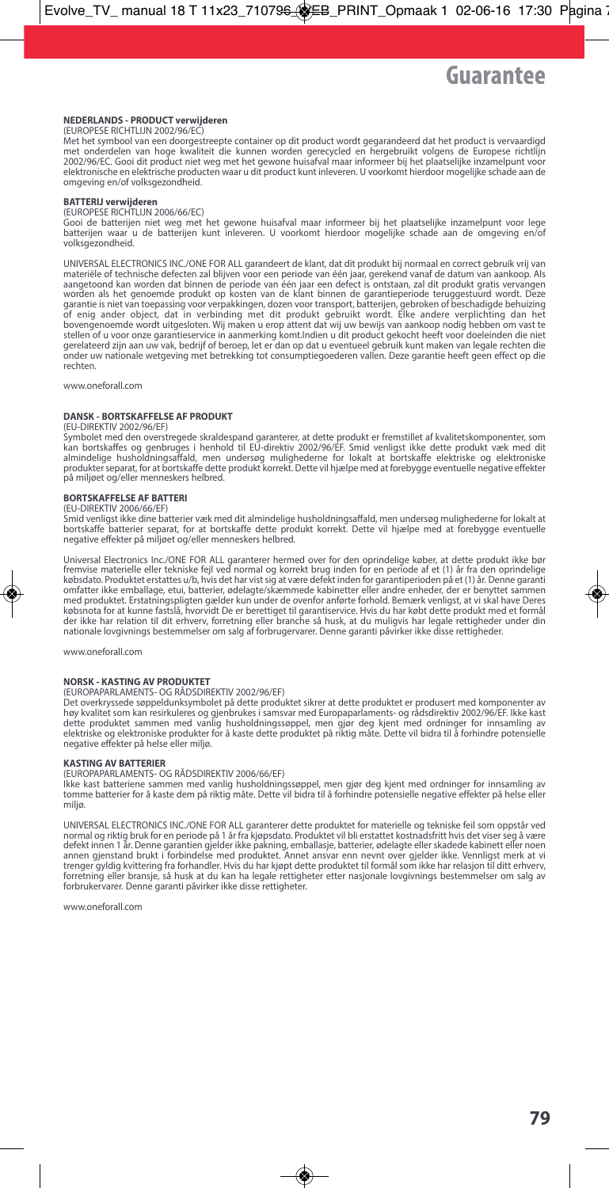# Guarantee

## NEDERLANDS - PRODUCT verwijderen

(EUROPESE RICHTLIJN 2002/96/EC)

Met het symbool van een doorgestreepte container op dit product wordt gegarandeerd dat het product is vervaardigd met onderdelen van hoge kwaliteit die kunnen worden gerecycled en hergebruikt volgens de Europese richtlijn 2002/96/EC. Gooi dit product niet weg met het gewone huisafval maar informeer bij het plaatselijke inzamelpunt voor elektronische en elektrische producten waar u dit product kunt inleveren. U voorkomt hierdoor mogelijke schade aan de omgeving en/of volksgezondheid.

### BATTERIJ verwijderen

(EUROPESE RICHTLIJN 2006/66/EC)

Gooi de batterijen niet weg met het gewone huisafval maar informeer bij het plaatselijke inzamelpunt voor lege batterijen waar u de batterijen kunt inleveren. U voorkomt hierdoor mogelijke schade aan de omgeving en/of volksgezondheid.

UNIVERSAL ELECTRONICS INC./ONE FOR ALL garandeert de klant, dat dit produkt bij normaal en correct gebruik vrij van materiële of technische defecten zal blijven voor een periode van één jaar, gerekend vanaf de datum van aankoop. Als aangetoond kan worden dat binnen de periode van één jaar een defect is ontstaan, zal dit produkt gratis vervangen worden als het genoemde produkt op kosten van de klant binnen de garantieperiode teruggestuurd wordt. Deze garantie is niet van toepassing voor verpakkingen, dozen voor transport, batterijen, gebroken of beschadigde behuizing of enig ander object, dat in verbinding met dit produkt gebruikt wordt. Elke andere verplichting dan het bovengenoemde wordt uitgesloten. Wij maken u erop attent dat wij uw bewijs van aankoop nodig hebben om vast te stellen of u voor onze garantieservice in aanmerking komt.Indien u dit product gekocht heeft voor doeleinden die niet gerelateerd zijn aan uw vak, bedrijf of beroep, let er dan op dat u eventueel gebruik kunt maken van legale rechten die onder uw nationale wetgeving met betrekking tot consumptiegoederen vallen. Deze garantie heeft geen effect op die rechten.

www.oneforall.com

## DANSK - BORTSKAFFELSE AF PRODUKT

(EU-DIREKTIV 2002/96/EF)

Symbolet med den overstregede skraldespand garanterer, at dette produkt er fremstillet af kvalitetskomponenter, som kan bortskaffes og genbruges i henhold til EU-direktiv 2002/96/EF. Smid venligst ikke dette produkt væk med dit almindelige husholdningsaffald, men undersøg mulighederne for lokalt at bortskaffe elektriske og elektroniske produkter separat, for at bortskaffe dette produkt korrekt. Dette vil hjælpe med at forebygge eventuelle negative effekter på miljøet og/eller menneskers helbred.

### BORTSKAFFELSE AF BATTERI

(EU-DIREKTIV 2006/66/EF)

Smid venligst ikke dine batterier væk med dit almindelige husholdningsaffald, men undersøg mulighederne for lokalt at bortskaffe batterier separat, for at bortskaffe dette produkt korrekt. Dette vil hjælpe med at forebygge eventuelle negative effekter på miljøet og/eller menneskers helbred.

Universal Electronics Inc./ONE FOR ALL garanterer hermed over for den oprindelige køber, at dette produkt ikke bør fremvise materielle eller tekniske fejl ved normal og korrekt brug inden for en periode af et (1) år fra den oprindelige købsdato. Produktet erstattes u/b, hvis det har vist sig at være defekt inden for garantiperioden på et (1) år. Denne garanti omfatter ikke emballage, etui, batterier, ødelagte/skæmmede kabinetter eller andre enheder, der er benyttet sammen med produktet. Erstatningspligten gælder kun under de ovenfor anførte forhold. Bemærk venligst, at vi skal have Deres købsnota for at kunne fastslå, hvorvidt De er berettiget til garantiservice. Hvis du har købt dette produkt med et formål der ikke har relation til dit erhverv, forretning eller branche så husk, at du muligvis har legale rettigheder under din nationale lovgivnings bestemmelser om salg af forbrugervarer. Denne garanti påvirker ikke disse rettigheder.

www.oneforall.com

## NORSK - KASTING AV PRODUKTET

(EUROPAPARLAMENTS- OG RÅDSDIREKTIV 2002/96/EF)

Det overkryssede søppeldunksymbolet på dette produktet sikrer at dette produktet er produsert med komponenter av høy kvalitet som kan resirkuleres og gjenbrukes i samsvar med Europaparlaments- og rådsdirektiv 2002/96/EF. Ikke kast dette produktet sammen med vanlig husholdningssøppel, men gjør deg kjent med ordninger for innsamling av elektriske og elektroniske produkter for å kaste dette produktet på riktig måte. Dette vil bidra til å forhindre potensielle negative effekter på helse eller miljø.

### KASTING AV BATTERIER

(EUROPAPARLAMENTS- OG RÅDSDIREKTIV 2006/66/EF)

Ikke kast batteriene sammen med vanlig husholdningssøppel, men gjør deg kjent med ordninger for innsamling av tomme batterier for å kaste dem på riktig måte. Dette vil bidra til å forhindre potensielle negative effekter på helse eller miljø.

UNIVERSAL ELECTRONICS INC./ONE FOR ALL garanterer dette produktet for materielle og tekniske feil som oppstår ved normal og riktig bruk for en periode på 1 år fra kjøpsdato. Produktet vil bli erstattet kostnadsfritt hvis det viser seg å være defekt innen 1 år. Denne garantien gjelder ikke pakning, emballasje, batterier, ødelagte eller skadede kabinett eller noen annen gjenstand brukt i forbindelse med produktet. Annet ansvar enn nevnt over gjelder ikke. Vennligst merk at vi trenger gyldig kvittering fra forhandler. Hvis du har kjøpt dette produktet til formål som ikke har relasjon til ditt erhverv, forretning eller bransje, så husk at du kan ha legale rettigheter etter nasjonale lovgivnings bestemmelser om salg av forbrukervarer. Denne garanti påvirker ikke disse rettigheter.

www.oneforall.com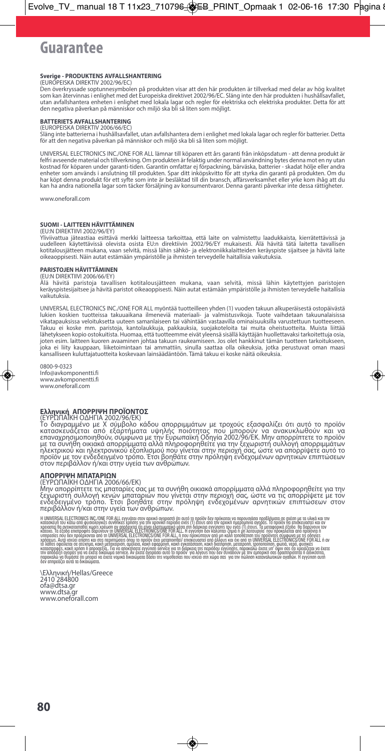# Guarantee

**Sverige - PRODUKTENS AVFALLSHANTERING**
(EUROPEISKA DIREKTIV 2002/96/EC)
Den överkryssade soptunnesymbolen på produkten visar att den här produkten är tillverkad med delar av hög kvalitet som kan återvinnas i enlighet med det Europeiska direktivet 2002/96/EC. Släng inte den här produkten i hushållsavfallet, utan avfallshantera enheten i enlighet med lokala lagar och regler för elektriska och elektriska produkter. Detta för att den negativa påverkan på människor och miljö ska bli så liten som möjligt.

**BATTERIETS AVFALLSHANTERING**
(EUROPEISKA DIREKTIV 2006/66/EC)
Släng inte batterierna i hushållsavfallet, utan avfallshantera dem i enlighet med lokala lagar och regler för batterier. Detta för att den negativa påverkan på människor och miljö ska bli så liten som möjligt.

UNIVERSAL ELECTRONICS INC./ONE FOR ALL lämnar till köparen ett års garanti från inköpsdatum - att denna produkt är felfri avseende material och tillverkning. Om produkten är felaktig under normal användning bytes denna mot en ny utan kostnad för köparen under garanti-tiden. Garantin omfattar ej förpackning, bärväska, batterier - skadat hölje eller andra enheter som används i anslutning till produkten. Spar ditt inköpskvitto för att styrka din garanti på produkten. Om du har köpt denna produkt för ett syfte som inte är besläktad till din bransch, affärsverksamhet eller yrke kom ihåg att du kan ha andra nationella lagar som täcker försäljning av konsumentvaror. Denna garanti påverkar inte dessa rättigheter.

www.oneforall.com

**SUOMI - LAITTEEN HÄVITTÄMINEN**
(EU:N DIREKTIIVI 2002/96/EY)
Yliviivattua jäteastiaa esittävä merkki laitteessa tarkoittaa, että laite on valmistettu laadukkaista, kierrätettävissä ja uudelleen käytettävissä olevista osista EU:n direktiivin 2002/96/EY mukaisesti. Älä hävitä tätä laitetta tavallisen kotitalousjätteen mukana, vaan selvitä, missä lähin sähkö- ja elektroniikkalaitteiden keräyspiste sijaitsee ja hävitä laite oikeaoppisesti. Näin autat estämään ympäristölle ja ihmisten terveydelle haitallisia vaikutuksia.

**PARISTOJEN HÄVITTÄMINEN**
(EU:N DIREKTIIVI 2006/66/EY)
Älä hävitä paristoja tavallisen kotitalousjätteen mukana, vaan selvitä, missä lähin käytettyjen paristojen keräyspistesijaitsee ja hävitä paristot oikeaoppisesti. Näin autat estämään ympäristölle ja ihmisten terveydelle haitallisia vaikutuksia.

UNIVERSAL ELECTRONICS INC./ONE FOR ALL myöntää tuotteilleen yhden (1) vuoden takuun alkuperäisestä ostopäivästä lukien koskien tuotteissa takuuaikana ilmeneviä materiaali- ja valmistusvikoja. Tuote vaihdetaan takuunalaisissa vikatapauksissa veloituksetta uuteen samanlaiseen tai vähintään vastaavilla ominaisuuksilla varustettuun tuotteeseen. Takuu ei koske mm. paristoja, kantolaukkuja, pakkauksia, suojakoteloita tai muita oheistuotteita. Muista liittää lähetykseen kopio ostokuitista. Huomaa, että tuotteemme eivät yleensä sisällä käyttäjän huollettavaksi tarkoitettuja osia, joten esim. laitteen kuoren avaaminen johtaa takuun raukeamiseen. Jos olet hankkinut tämän tuotteen tarkoitukseen, joka ei liity kauppaan, liiketoimintaan tai ammattiin, sinulla saattaa olla oikeuksia, jotka perustuvat oman maasi kansalliseen kuluttajatuotteita koskevaan lainsäädäntöön. Tämä takuu ei koske näitä oikeuksia.

0800-9-0323
Info@avkomponentti.fi
www.avkomponentti.fi
www.oneforall.com

**Ελληνική ΑΠΟΡΡΙΨΗ ΠΡΟΪΟΝΤΟΣ**
(ΕΥΡΩΠΑΪΚΗ ΟΔΗΓΙΑ 2002/96/ΕΚ)
Το διαγραμμένο με Χ σύμβολο κάδου απορριμμάτων με τροχούς εξασφαλίζει ότι αυτό το προϊόν κατασκευάζεται από εξαρτήματα υψηλής ποιότητας που μπορούν να ανακυκλωθούν και να επαναχρησιμοποιηθούν, σύμφωνα με την Ευρωπαϊκή Οδηγία 2002/96/ΕΚ. Μην απορρίπτετε το προϊόν με τα συνήθη οικιακά απορρίμματα αλλά πληροφορηθείτε για την ξεχωριστή συλλογή απορριμμάτων ηλεκτρικού και ηλεκτρονικού εξοπλισμού που γίνεται στην περιοχή σας, ώστε να απορρίψετε αυτό το προϊόν με τον ενδεδειγμένο τρόπο. Έτσι βοηθάτε στην πρόληψη ενδεχομένων αρνητικών επιπτώσεων στον περιβάλλον ή/και στην υγεία των ανθρώπων.

**ΑΠΟΡΡΙΨΗ ΜΠΑΤΑΡΙΩΝ**
(ΕΥΡΩΠΑΪΚΗ ΟΔΗΓΙΑ 2006/66/ΕΚ)
Μην απορρίπτετε τις μπαταρίες σας με τα συνήθη οικιακά απορρίμματα αλλά πληροφορηθείτε για την ξεχωριστή συλλογή κενών μπαταριών που γίνεται στην περιοχή σας, ώστε να τις απορρίψετε με τον ενδεδειγμένο τρόπο. Έτσι βοηθάτε στην πρόληψη ενδεχομένων αρνητικών επιπτώσεων στον περιβάλλον ή/και στην υγεία των ανθρώπων.

Η UNIVERSAL ELECTRONICS INC./ONE FOR ALL εγγυάται στον αρχικό αγοραστή ότι αυτό το προϊόν δεν πρόκειται να παρουσιάσει προβλήματα σε σχέση με τα υλικά και την κατασκευή του κάτω από φυσιολογικές συνθήκες χρήσης για την χρονική περίοδο ενός (1) έτους από την αρχική ημερομηνία αγοράς. Το προϊόν θα επισκευαστεί και αν χρειαστεί θα αντικατασταθεί χωρίς χρέωση αν αποδειχτεί ότι είναι ελαττωματικό μέσα στη διάρκεια εγγύησης του ενός (1) έτους. Τα μεταφορικά έξοδα θα βαρύνουν τον κάτοχο. Τα έξοδα επιστροφής βαρύνουν τη UNIVERSAL ELECTRONICS/ONE FOR ALL. Η εγγύηση δεν καλύπτει ζημιά ή μη λειτουργία που προκαλείται από προϊόντα ή υπηρεσίες που δεν προέρχονται από τη UNIVERSAL ELECTRONICS/ONE FOR ALL, ή που προκύπτουν από μη καλή τοποθέτηση του προϊόντος σύμφωνα με τις οδηγίες χρήσεως. Αυτό ισχύει επίσης και στις περιπτώσεις όπου το προϊόν έχει μετατροπιηθεί/ επισκευαστεί από άλλους και όχι από τη UNIVERSAL ELECTRONICS/ONE FOR ALL ή αν το λάθος οφείλεται σε ατύχημα, κακή μεταχείριση, αμέλεια, κακή εφαρμογή, κακή εγκατάσταση, κακή διατήρηση, μετατροπή, τροποποίηση, φωτιά, νερό, φυσικές καταστροφές, κακή χρήση ή παροχή ρεύματος. Για να αποκτήσετε εγγύηση service για τη διάρκεια της περιόδου εγγύησης, παρακαλώ έχετε υπ' όψιν σας ότι χρειάζεται να έχετε την απόδειξη αγοράς για να έχετε δικαίωμα service. Αν έχετε αγοράσει αυτό το προϊόν για λόγους που δεν συνάδουν με την εμπορική σας δραστηριότητα ή ειδικότητα, παρακαλώ να θυμάστε ότι μπορεί να έχετε νομικά δικαιώματα βάσει της νομοθεσίας που ισχύει στη χώρα σας για την πώληση καταναλωτικών αγαθών. Η εγγύηση αυτή δεν επηρεάζει αυτά τα δικαιώματα.

\Ελληνική/Hellas/Greece
2410 284800
ofa@dtsa.gr
www.dtsa.gr
www.oneforall.com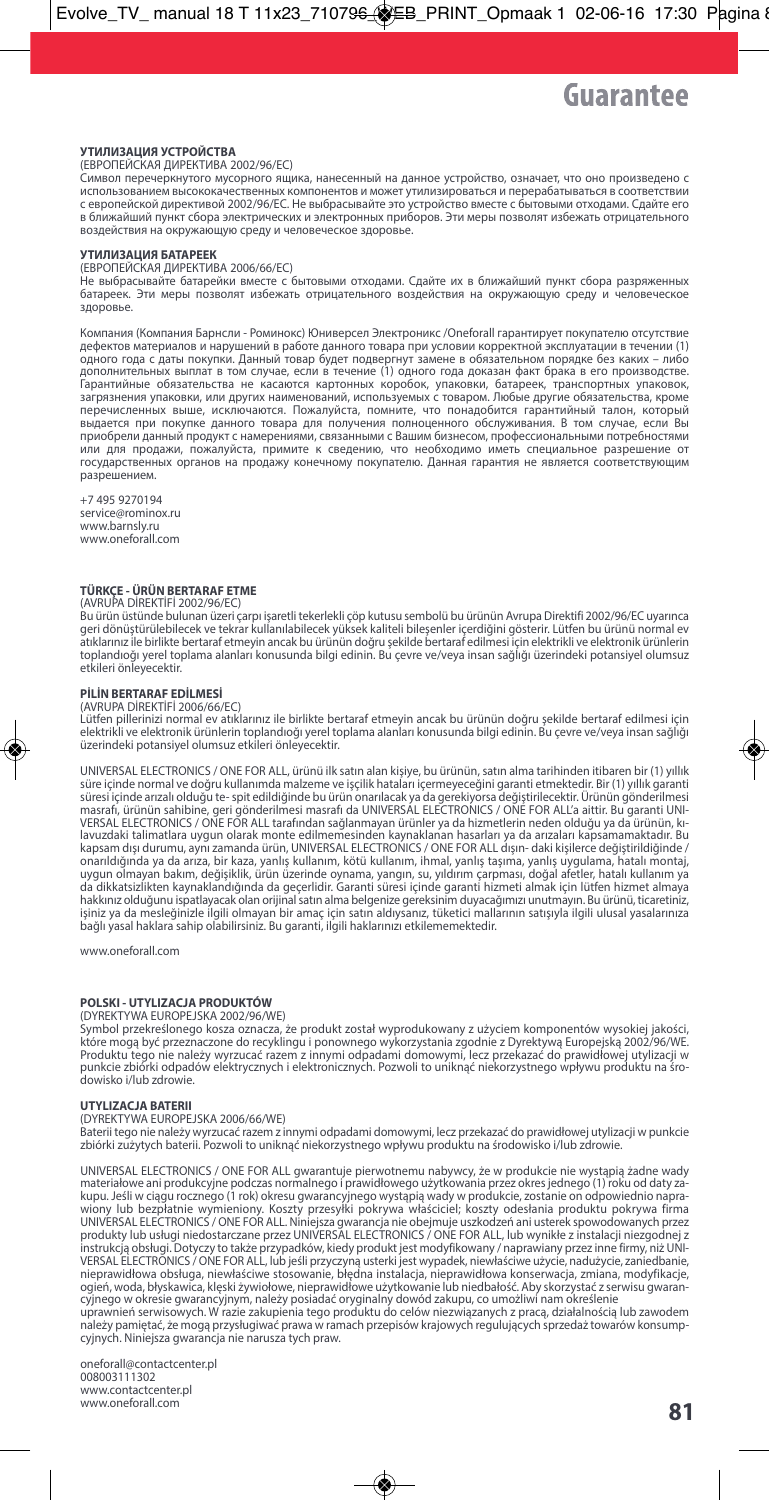# Guarantee

**УТИЛИЗАЦИЯ УСТРОЙСТВА**
(ЕВРОПЕЙСКАЯ ДИРЕКТИВА 2002/96/ЕС)
Символ перечеркнутого мусорного ящика, нанесенный на данное устройство, означает, что оно произведено с использованием высококачественных компонентов и может утилизироваться и перерабатываться в соответствии с европейской директивой 2002/96/ЕС. Не выбрасывайте это устройство вместе с бытовыми отходами. Сдайте его в ближайший пункт сбора электрических и электронных приборов. Эти меры позволят избежать отрицательного воздействия на окружающую среду и человеческое здоровье.

**УТИЛИЗАЦИЯ БАТАРЕЕК**
(ЕВРОПЕЙСКАЯ ДИРЕКТИВА 2006/66/ЕС)
Не выбрасывайте батарейки вместе с бытовыми отходами. Сдайте их в ближайший пункт сбора разряженных батареек. Эти меры позволят избежать отрицательного воздействия на окружающую среду и человеческое здоровье.

Компания (Компания Барнсли - Роминокс) Юниверсел Электроникс /Oneforall гарантирует покупателю отсутствие дефектов материалов и нарушений в работе данного товара при условии корректной эксплуатации в течении (1) одного года с даты покупки. Данный товар будет подвергнут замене в обязательном порядке без каких – либо дополнительных выплат в том случае, если в течение (1) одного года доказан факт брака в его производстве. Гарантийные обязательства не касаются картонных коробок, упаковки, батареек, транспортных упаковок, загрязнения упаковки, или других наименований, используемых с товаром. Любые другие обязательства, кроме перечисленных выше, исключаются. Пожалуйста, помните, что понадобится гарантийный талон, который выдается при покупке данного товара для получения полноценного обслуживания. В том случае, если Вы приобрели данный продукт с намерениями, связанными с Вашим бизнесом, профессиональными потребностями или для продажи, пожалуйста, примите к сведению, что необходимо иметь специальное разрешение от государственных органов на продажу конечному покупателю. Данная гарантия не является соответствующим разрешением.

+7 495 9270194
service@rominox.ru
www.barnsly.ru
www.oneforall.com

**TÜRKÇE - ÜRÜN BERTARAF ETME**
(AVRUPA DİREKTİFİ 2002/96/EC)
Bu ürün üstünde bulunan üzeri çarpı işaretli tekerlekli çöp kutusu sembolü bu ürünün Avrupa Direktifi 2002/96/EC uyarınca geri dönüştürülebilecek ve tekrar kullanılabilecek yüksek kaliteli bileşenler içerdiğini gösterir. Lütfen bu ürünü normal ev atıklarınız ile birlikte bertaraf etmeyin ancak bu ürünün doğru şekilde bertaraf edilmesi için elektrikli ve elektronik ürünlerin toplandığı yerel toplama alanları konusunda bilgi edinin. Bu çevre ve/veya insan sağlığı üzerindeki potansiyel olumsuz etkileri önleyecektir.

**PİLİN BERTARAF EDİLMESİ**
(AVRUPA DİREKTİFİ 2006/66/EC)
Lütfen pillerinizi normal ev atıklarınız ile birlikte bertaraf etmeyin ancak bu ürünün doğru şekilde bertaraf edilmesi için elektrikli ve elektronik ürünlerin toplandığı yerel toplama alanları konusunda bilgi edinin. Bu çevre ve/veya insan sağlığı üzerindeki potansiyel olumsuz etkileri önleyecektir.

UNIVERSAL ELECTRONICS / ONE FOR ALL, ürünü ilk satın alan kişiye, bu ürünün, satın alma tarihinden itibaren bir (1) yıllık süre içinde normal ve doğru kullanımda malzeme ve işçilik hataları içermeyeceğini garanti etmektedir. Bir (1) yıllık garanti süresi içinde arızalı olduğu te- spit edildiğinde bu ürün onarılacak ya da gerekiyorsa değiştirilecektir. Ürünün gönderilmesi masrafı, ürünün sahibine, geri gönderilmesi masrafı da UNIVERSAL ELECTRONICS / ONE FOR ALL'a aittir. Bu garanti UNIVERSAL ELECTRONICS / ONE FOR ALL tarafından sağlanmayan ürünler ya da hizmetlerin neden olduğu ya da ürünün, kılavuzdaki talimatlara uygun olarak monte edilmemesinden kaynaklanan hasarları ya da arızaları kapsamamaktadır. Bu kapsam dışı durumu, aynı zamanda ürün, UNIVERSAL ELECTRONICS / ONE FOR ALL dışın- daki kişilerce değiştirildiğinde / onarıldığında ya da arıza, bir kaza, yanlış kullanım, kötü kullanım, ihmal, yanlış taşıma, yanlış uygulama, hatalı montaj, uygun olmayan bakım, değişiklik, ürün üzerinde oynama, yangın, su, yıldırım çarpması, doğal afetler, hatalı kullanım ya da dikkatsizlikten kaynaklandığında da geçerlidir. Garanti süresi içinde garanti hizmeti almak için lütfen hizmet almaya hakkınız olduğunu ispatlayacak olan orijinal satın alma belgenize gereksinim duyacağımızı unutmayın. Bu ürünü, ticaretiniz, işiniz ya da mesleğinizle ilgili olmayan bir amaç için satın aldıysanız, tüketici mallarının satışıyla ilgili ulusal yasalarınıza bağlı yasal haklara sahip olabilirsiniz. Bu garanti, ilgili haklarınızı etkilememektedir.

www.oneforall.com

**POLSKI - UTYLIZACJA PRODUKTÓW**
(DYREKTYWA EUROPEJSKA 2002/96/WE)
Symbol przekreślonego kosza oznacza, że produkt został wyprodukowany z użyciem komponentów wysokiej jakości, które mogą być przeznaczone do recyklingu i ponownego wykorzystania zgodnie z Dyrektywą Europejską 2002/96/WE. Produktu tego nie należy wyrzucać razem z innymi odpadami domowymi, lecz przekazać do prawidłowej utylizacji w punkcie zbiórki odpadów elektrycznych i elektronicznych. Pozwoli to uniknąć niekorzystnego wpływu produktu na środowisko i/lub zdrowie.

**UTYLIZACJA BATERII**
(DYREKTYWA EUROPEJSKA 2006/66/WE)
Baterii tego nie należy wyrzucać razem z innymi odpadami domowymi, lecz przekazać do prawidłowej utylizacji w punkcie zbiórki zużytych baterii. Pozwoli to uniknąć niekorzystnego wpływu produktu na środowisko i/lub zdrowie.

UNIVERSAL ELECTRONICS / ONE FOR ALL gwarantuje pierwotnemu nabywcy, że w produkcie nie wystąpią żadne wady materiałowe ani produkcyjne podczas normalnego i prawidłowego użytkowania przez okres jednego (1) roku od daty zakupu. Jeśli w ciągu rocznego (1 rok) okresu gwarancyjnego wystąpią wady w produkcie, zostanie on odpowiednio naprawiony lub bezpłatnie wymieniony. Koszty przesyłki pokrywa właściciel; koszty odesłania produktu pokrywa firma UNIVERSAL ELECTRONICS / ONE FOR ALL. Niniejsza gwarancja nie obejmuje uszkodzeń ani usterek spowodowanych przez produkty lub usługi niedostarczane przez UNIVERSAL ELECTRONICS / ONE FOR ALL, lub wynikłe z instalacji niezgodnej z instrukcją obsługi. Dotyczy to także przypadków, kiedy produkt jest modyfikowany / naprawiany przez inne firmy, niż UNIVERSAL ELECTRONICS / ONE FOR ALL, lub jeśli przyczyną usterki jest wypadek, niewłaściwe użycie, nadużycie, zaniedbanie, nieprawidłowa obsługa, niewłaściwe stosowanie, błędna instalacja, nieprawidłowa konserwacja, zmiana, modyfikacje, ogień, woda, błyskawica, klęski żywiołowe, nieprawidłowe użytkowanie lub niedbałość. Aby skorzystać z serwisu gwarancyjnego w okresie gwarancyjnym, należy posiadać oryginalny dowód zakupu, co umożliwi nam określenie uprawnień serwisowych. W razie zakupienia tego produktu do celów niezwiązanych z pracą, działalnością lub zawodem należy pamiętać, że mogą przysługiwać prawa w ramach przepisów krajowych regulujących sprzedaż towarów konsumpcyjnych. Niniejsza gwarancja nie narusza tych praw.

oneforall@contactcenter.pl
008003111302
www.contactcenter.pl
www.oneforall.com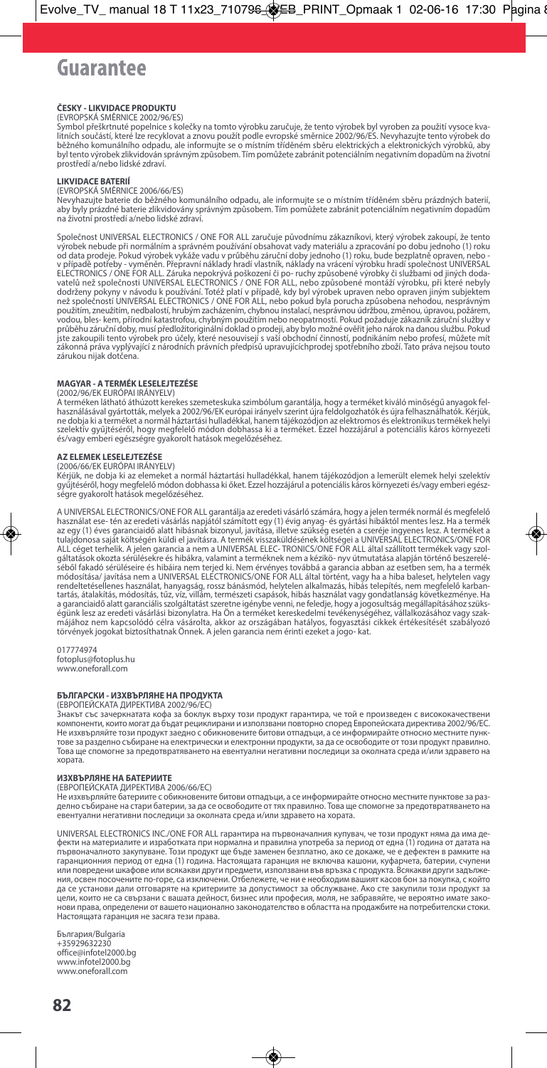# Guarantee

**ČESKY - LIKVIDACE PRODUKTU**
(EVROPSKÁ SMĚRNICE 2002/96/ES)
Symbol přeškrtnuté popelnice s kolečky na tomto výrobku zaručuje, že tento výrobek byl vyroben za použití vysoce kvalitních součástí, které lze recyklovat a znovu použít podle evropské směrnice 2002/96/ES. Nevyhazujte tento výrobek do běžného komunálního odpadu, ale informujte se o místním tříděném sběru elektrických a elektronických výrobků, aby byl tento výrobek zlikvidován správným způsobem. Tím pomůžete zabránit potenciálním negativním dopadům na životní prostředí a/nebo lidské zdraví.

**LIKVIDACE BATERIÍ**
(EVROPSKÁ SMĚRNICE 2006/66/ES)
Nevyhazujte baterie do běžného komunálního odpadu, ale informujte se o místním tříděném sběru prázdných baterií, aby byly prázdné baterie zlikvidovány správným způsobem. Tím pomůžete zabránit potenciálním negativním dopadům na životní prostředí a/nebo lidské zdraví.

Společnost UNIVERSAL ELECTRONICS / ONE FOR ALL zaručuje původnímu zákazníkovi, který výrobek zakoupí, že tento výrobek nebude při normálním a správném používání obsahovat vady materiálu a zpracování po dobu jednoho (1) roku od data prodeje. Pokud výrobek vykáže vadu v průběhu záruční doby jednoho (1) roku, bude bezplatně opraven, nebo - v případě potřeby - vyměněn. Přepravní náklady hradí vlastník, náklady na vrácení výrobku hradí společnost UNIVERSAL ELECTRONICS / ONE FOR ALL. Záruka nepokrývá poškození či po- ruchy způsobené výrobky či službami od jiných dodavatelů než společnosti UNIVERSAL ELECTRONICS / ONE FOR ALL, nebo způsobené montáží výrobku, při které nebyly dodrženy pokyny v návodu k používání. Totéž platí v případě, kdy byl výrobek upraven nebo opraven jiným subjektem než společností UNIVERSAL ELECTRONICS / ONE FOR ALL, nebo pokud byla porucha způsobena nehodou, nesprávným použitím, zneužitím, nedbalostí, hrubým zacházením, chybnou instalací, nesprávnou údržbou, změnou, úpravou, požárem, vodou, bles- kem, přírodní katastrofou, chybným použitím nebo neopatrností. Pokud požaduje zákazník záruční služby v průběhu záruční doby, musí předložitoriginální doklad o prodeji, aby bylo možné ověřit jeho nárok na danou službu. Pokud jste zakoupili tento výrobek pro účely, které nesouvisejí s vaší obchodní činností, podnikáním nebo profesí, můžete mít zákonná práva vyplývající z národních právních předpisů upravujícíchprodej spotřebního zboží. Tato práva nejsou touto zárukou nijak dotčena.

**MAGYAR - A TERMÉK LESELEJTEZÉSE**
(2002/96/EK EURÓPAI IRÁNYELV)
A terméken látható áthúzott kerekes szemeteskuka szimbólum garantálja, hogy a terméket kiváló minőségű anyagok felhasználásával gyártották, melyek a 2002/96/EK európai irányelv szerint újra feldolgozhatók és újra felhasználhatók. Kérjük, ne dobja ki a terméket a normál háztartási hulladékkal, hanem tájékozódjon az elektromos és elektronikus termékek helyi szelektív gyűjtéséről, hogy megfelelő módon dobhassa ki a terméket. Ezzel hozzájárul a potenciális káros környezeti és/vagy emberi egészségre gyakorolt hatások megelőzéséhez.

**AZ ELEMEK LESELEJTEZÉSE**
(2006/66/EK EURÓPAI IRÁNYELV)
Kérjük, ne dobja ki az elemeket a normál háztartási hulladékkal, hanem tájékozódjon a lemerült elemek helyi szelektív gyűjtéséről, hogy megfelelő módon dobhassa ki őket. Ezzel hozzájárul a potenciális káros környezeti és/vagy emberi egészségre gyakorolt hatások megelőzéséhez.

A UNIVERSAL ELECTRONICS/ONE FOR ALL garantálja az eredeti vásárló számára, hogy a jelen termék normál és megfelelő használat ese- tén az eredeti vásárlás napjától számított egy (1) évig anyag- és gyártási hibáktól mentes lesz. Ha a termék az egy (1) éves garanciaidő alatt hibásnak bizonyul, javítása, illetve szükség esetén a cseréje ingyenes lesz. A terméket a tulajdonosa saját költségén küldi el javításra. A termék visszaküldésének költségei a UNIVERSAL ELECTRONICS/ONE FOR ALL céget terhelik. A jelen garancia a nem a UNIVERSAL ELEC- TRONICS/ONE FOR ALL által szállított termékek vagy szolgáltatások okozta sérülésekre és hibákra, valamint a terméknek nem a kézikö- nyv útmutatása alapján történő beszereléséből fakadó sérüléseire és hibáira nem terjed ki. Nem érvényes továbbá a garancia abban az esetben sem, ha a termék módosítása/ javítása nem a UNIVERSAL ELECTRONICS/ONE FOR ALL által történt, vagy ha a hiba baleset, helytelen vagy rendeltetésellenes használat, hanyagság, rossz bánásmód, helytelen alkalmazás, hibás telepítés, nem megfelelő karbantartás, átalakítás, módosítás, tűz, víz, villám, természeti csapások, hibás használat vagy gondatlanság következménye. Ha a garanciaidő alatt garanciális szolgáltatást szeretne igénybe venni, ne feledje, hogy a jogosultság megállapításához szükségünk lesz az eredeti vásárlási bizonylatra. Ha Ön a terméket kereskedelmi tevékenységéhez, vállalkozásához vagy szakmájához nem kapcsolódó célra vásárolta, akkor az országában hatályos, fogyasztási cikkek értékesítését szabályozó törvények jogokat biztosíthatnak Önnek. A jelen garancia nem érinti ezeket a jogo- kat.

017774974
fotoplus@fotoplus.hu
www.oneforall.com

**БЪЛГАРСКИ - ИЗХВЪРЛЯНЕ НА ПРОДУКТА**
(ЕВРОПЕЙСКАТА ДИРЕКТИВА 2002/96/ЕС)
Знакът със зачеркнатата кофа за боклук върху този продукт гарантира, че той е произведен с висококачествени компоненти, които могат да бъдат рециклирани и използвани повторно според Европейската директива 2002/96/ЕС. Не изхвърляйте този продукт заедно с обикновените битови отпадъци, а се информирайте относно местните пунктове за разделно събиране на електрически и електронни продукти, за да се освободите от този продукт правилно. Това ще спомогне за предотвратяването на евентуални негативни последици за околната среда и/или здравето на хората.

**ИЗХВЪРЛЯНЕ НА БАТЕРИИТЕ**
(ЕВРОПЕЙСКАТА ДИРЕКТИВА 2006/66/ЕС)
Не изхвърляйте батериите с обикновените битови отпадъци, а се информирайте относно местните пунктове за разделно събиране на стари батерии, за да се освободите от тях правилно. Това ще спомогне за предотвратяването на евентуални негативни последици за околната среда и/или здравето на хората.

UNIVERSAL ELECTRONICS INC./ONE FOR ALL гарантира на първоначалния купувач, че този продукт няма да има дефекти на материалите и изработката при нормална и правилна употреба за период от една (1) година от датата на първоначалното закупуване. Този продукт ще бъде заменен безплатно, ако се докаже, че е дефектен в рамките на гаранционния период от една (1) година. Настоящата гаранция не включва кашони, куфарчета, батерии, счупени или повредени шкафове или всякакви други предмети, използвани във връзка с продукта. Всякакви други задължения, освен посочените по-горе, са изключени. Отбележете, че ни е необходим вашият касов бон за покупка, с който да се установи дали отговаряте на критериите за допустимост за обслужване. Ако сте закупили този продукт за цели, които не са свързани с вашата дейност, бизнес или професия, моля, не забравяйте, че вероятно имате законови права, определени от вашето национално законодателство в областта на продажбите на потребителски стоки. Настоящата гаранция не засяга тези права.

България/Bulgaria
+35929632230
office@infotel2000.bg
www.infotel2000.bg
www.oneforall.com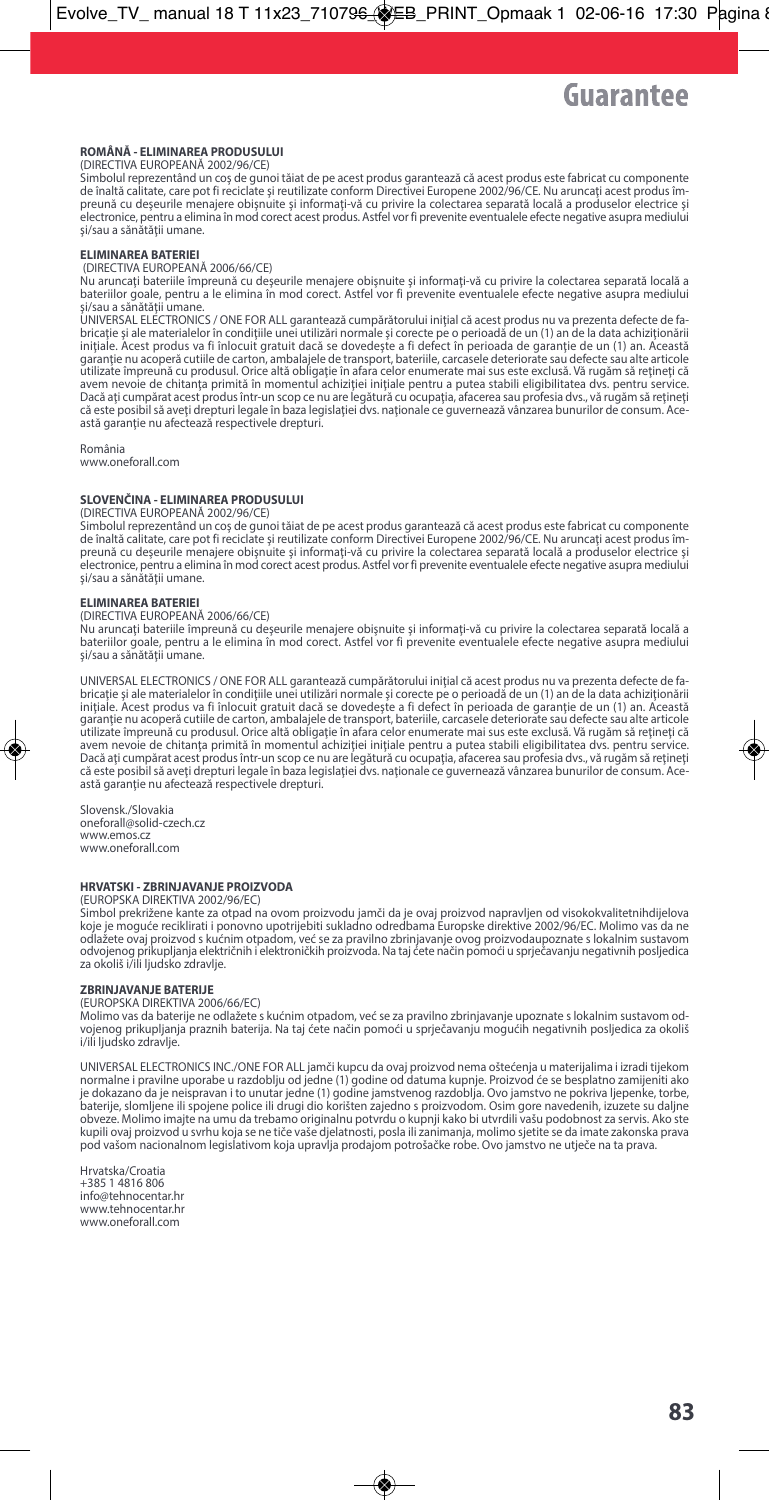# Guarantee

**ROMÂNĂ - ELIMINAREA PRODUSULUI**
(DIRECTIVA EUROPEANĂ 2002/96/CE)
Simbolul reprezentând un coş de gunoi tăiat de pe acest produs garantează că acest produs este fabricat cu componente de înaltă calitate, care pot fi reciclate şi reutilizate conform Directivei Europene 2002/96/CE. Nu aruncaţi acest produs împreună cu deşeurile menajere obişnuite şi informaţi-vă cu privire la colectarea separată locală a produselor electrice şi electronice, pentru a elimina în mod corect acest produs. Astfel vor fi prevenite eventualele efecte negative asupra mediului şi/sau a sănătăţii umane.

**ELIMINAREA BATERIEI**
(DIRECTIVA EUROPEANĂ 2006/66/CE)
Nu aruncaţi bateriile împreună cu deşeurile menajere obişnuite şi informaţi-vă cu privire la colectarea separată locală a bateriilor goale, pentru a le elimina în mod corect. Astfel vor fi prevenite eventualele efecte negative asupra mediului şi/sau a sănătăţii umane.
UNIVERSAL ELECTRONICS / ONE FOR ALL garantează cumpărătorului iniţial că acest produs nu va prezenta defecte de fabricaţie şi ale materialelor în condiţiile unei utilizări normale şi corecte pe o perioadă de un (1) an de la data achiziţionării iniţiale. Acest produs va fi înlocuit gratuit dacă se dovedeşte a fi defect în perioada de garanţie de un (1) an. Această garanţie nu acoperă cutiile de carton, ambalajele de transport, bateriile, carcasele deteriorate sau defecte sau alte articole utilizate împreună cu produsul. Orice altă obligaţie în afara celor enumerate mai sus este exclusă. Vă rugăm să reţineţi că avem nevoie de chitanţa primită în momentul achiziţiei iniţiale pentru a putea stabili eligibilitatea dvs. pentru service. Dacă aţi cumpărat acest produs într-un scop ce nu are legătură cu ocupaţia, afacerea sau profesia dvs., vă rugăm să reţineţi că este posibil să aveţi drepturi legale în baza legislaţiei dvs. naţionale ce guvernează vânzarea bunurilor de consum. Această garanţie nu afectează respectivele drepturi.

România
www.oneforall.com

**SLOVENČINA - ELIMINAREA PRODUSULUI**
(DIRECTIVA EUROPEANĂ 2002/96/CE)
Simbolul reprezentând un coş de gunoi tăiat de pe acest produs garantează că acest produs este fabricat cu componente de înaltă calitate, care pot fi reciclate şi reutilizate conform Directivei Europene 2002/96/CE. Nu aruncaţi acest produs împreună cu deşeurile menajere obişnuite şi informaţi-vă cu privire la colectarea separată locală a produselor electrice şi electronice, pentru a elimina în mod corect acest produs. Astfel vor fi prevenite eventualele efecte negative asupra mediului şi/sau a sănătăţii umane.

**ELIMINAREA BATERIEI**
(DIRECTIVA EUROPEANĂ 2006/66/CE)
Nu aruncaţi bateriile împreună cu deşeurile menajere obişnuite şi informaţi-vă cu privire la colectarea separată locală a bateriilor goale, pentru a le elimina în mod corect. Astfel vor fi prevenite eventualele efecte negative asupra mediului şi/sau a sănătăţii umane.

UNIVERSAL ELECTRONICS / ONE FOR ALL garantează cumpărătorului iniţial că acest produs nu va prezenta defecte de fabricaţie şi ale materialelor în condiţiile unei utilizări normale şi corecte pe o perioadă de un (1) an de la data achiziţionării iniţiale. Acest produs va fi înlocuit gratuit dacă se dovedeşte a fi defect în perioada de garanţie de un (1) an. Această garanţie nu acoperă cutiile de carton, ambalajele de transport, bateriile, carcasele deteriorate sau defecte sau alte articole utilizate împreună cu produsul. Orice altă obligaţie în afara celor enumerate mai sus este exclusă. Vă rugăm să reţineţi că avem nevoie de chitanţa primită în momentul achiziţiei iniţiale pentru a putea stabili eligibilitatea dvs. pentru service. Dacă aţi cumpărat acest produs într-un scop ce nu are legătură cu ocupaţia, afacerea sau profesia dvs., vă rugăm să reţineţi că este posibil să aveţi drepturi legale în baza legislaţiei dvs. naţionale ce guvernează vânzarea bunurilor de consum. Această garanţie nu afectează respectivele drepturi.

Slovensk./Slovakia
oneforall@solid-czech.cz
www.emos.cz
www.oneforall.com

**HRVATSKI - ZBRINJAVANJE PROIZVODA**
(EUROPSKA DIREKTIVA 2002/96/EC)
Simbol prekrižene kante za otpad na ovom proizvodu jamči da je ovaj proizvod napravljen od visokokvalitetnihdijelova koje je moguće reciklirati i ponovno upotrijebiti sukladno odredbama Europske direktive 2002/96/EC. Molimo vas da ne odlažete ovaj proizvod s kućnim otpadom, već se za pravilno zbrinjavanje ovog proizvodaupoznate s lokalnim sustavom odvojenog prikupljanja električnih i elektroničkih proizvoda. Na taj ćete način pomoći u sprječavanju negativnih posljedica za okoliš i/ili ljudsko zdravlje.

**ZBRINJAVANJE BATERIJE**
(EUROPSKA DIREKTIVA 2006/66/EC)
Molimo vas da baterije ne odlažete s kućnim otpadom, već se za pravilno zbrinjavanje upoznate s lokalnim sustavom odvojenog prikupljanja praznih baterija. Na taj ćete način pomoći u sprječavanju mogućih negativnih posljedica za okoliš i/ili ljudsko zdravlje.

UNIVERSAL ELECTRONICS INC./ONE FOR ALL jamči kupcu da ovaj proizvod nema oštećenja u materijalima i izradi tijekom normalne i pravilne uporabe u razdoblju od jedne (1) godine od datuma kupnje. Proizvod će se besplatno zamijeniti ako je dokazano da je neispravan i to unutar jedne (1) godine jamstvenog razdoblja. Ovo jamstvo ne pokriva ljepenke, torbe, baterije, slomljene ili spojene police ili drugi dio korišten zajedno s proizvodom. Osim gore navedenih, izuzete su daljne obveze. Molimo imajte na umu da trebamo originalnu potvrdu o kupnji kako bi utvrdili vašu podobnost za servis. Ako ste kupili ovaj proizvod u svrhu koja se ne tiče vaše djelatnosti, posla ili zanimanja, molimo sjetite se da imate zakonska prava pod vašom nacionalnom legislativom koja upravlja prodajom potrošačke robe. Ovo jamstvo ne utječe na ta prava.

Hrvatska/Croatia
+385 1 4816 806
info@tehnocentar.hr
www.tehnocentar.hr
www.oneforall.com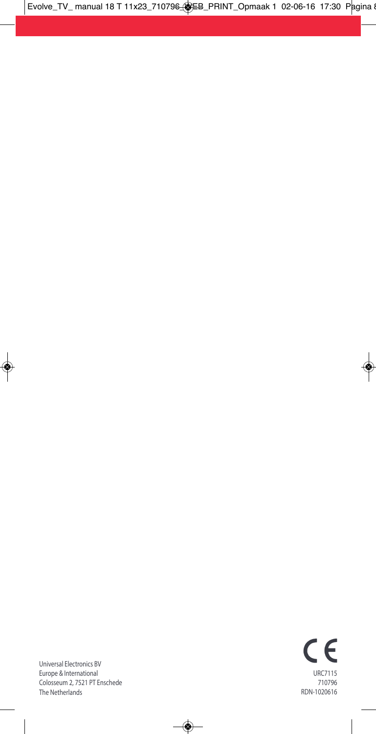Universal Electronics BV
Europe & International
Colosseum 2, 7521 PT Enschede
The Netherlands

CE

URC7115
710796
RDN-1020616